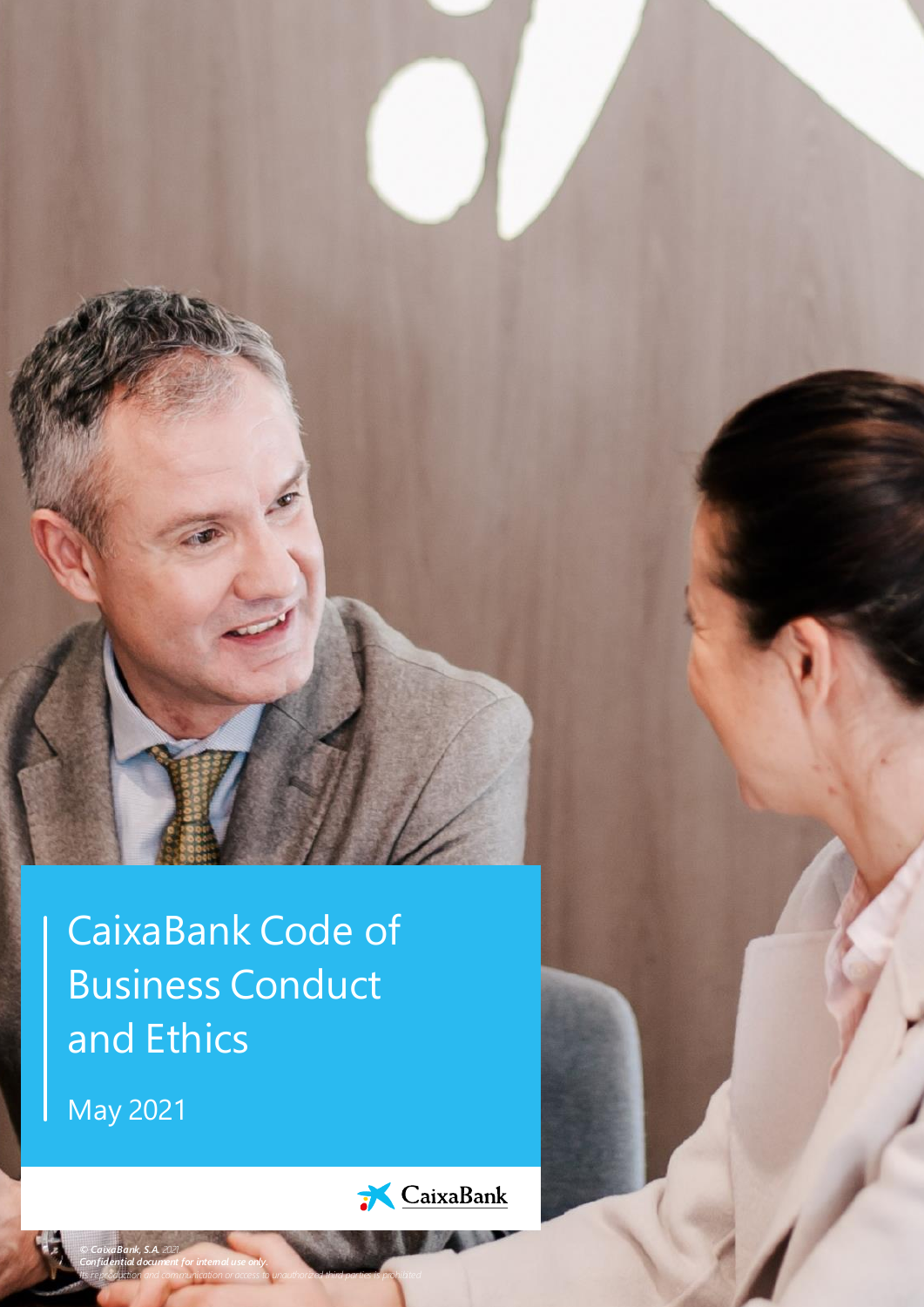# CaixaBank Code of Business Conduct and Ethics

May 2021

CaixaBank

*© CaixaBank, S.A. 2021*
*Confidential document for internal use only.*
*Its reproduction and communication or access to unauthorized third parties is prohibited*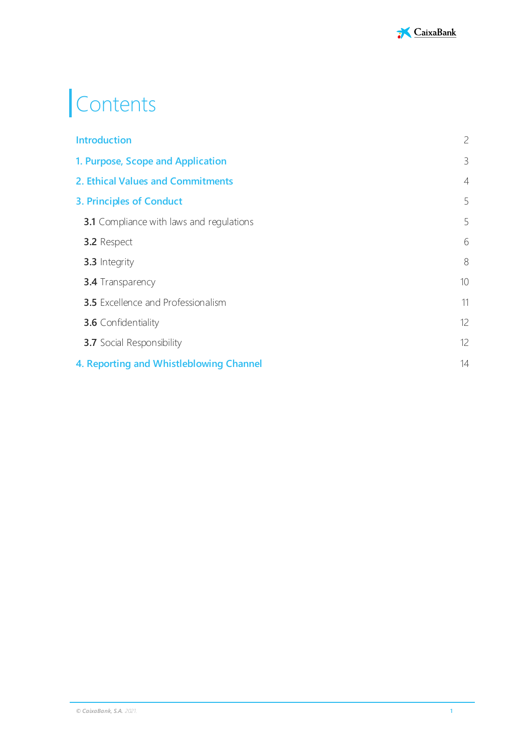# Contents

| | |
|---|---|
| **Introduction** | 2 |
| **1. Purpose, Scope and Application** | 3 |
| **2. Ethical Values and Commitments** | 4 |
| **3. Principles of Conduct** | 5 |
| **3.1** Compliance with laws and regulations | 5 |
| **3.2** Respect | 6 |
| **3.3** Integrity | 8 |
| **3.4** Transparency | 10 |
| **3.5** Excellence and Professionalism | 11 |
| **3.6** Confidentiality | 12 |
| **3.7** Social Responsibility | 12 |
| **4. Reporting and Whistleblowing Channel** | 14 |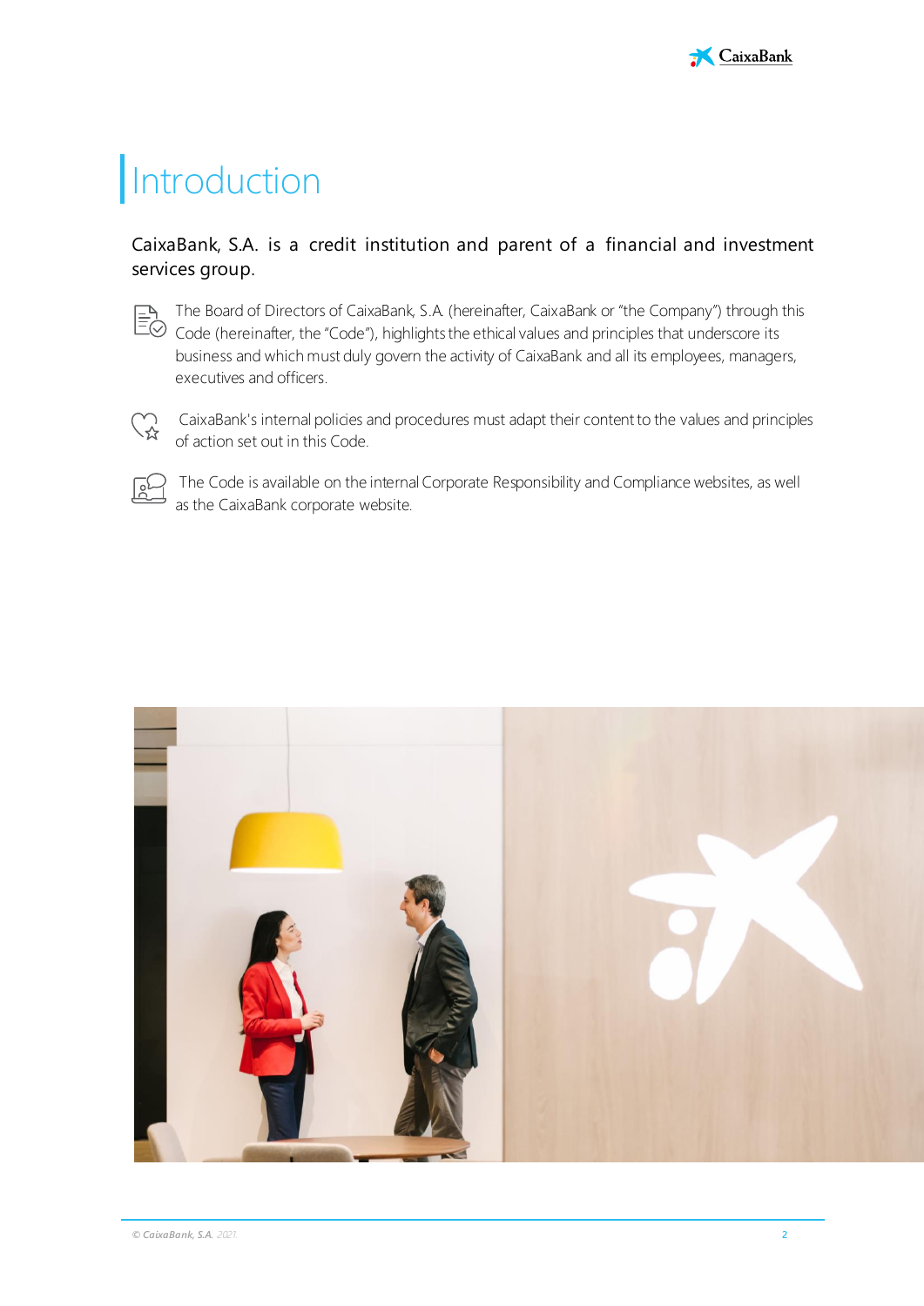# Introduction

CaixaBank, S.A. is a credit institution and parent of a financial and investment services group.

The Board of Directors of CaixaBank, S.A. (hereinafter, CaixaBank or "the Company") through this Code (hereinafter, the "Code"), highlights the ethical values and principles that underscore its business and which must duly govern the activity of CaixaBank and all its employees, managers, executives and officers.

CaixaBank's internal policies and procedures must adapt their content to the values and principles of action set out in this Code.

The Code is available on the internal Corporate Responsibility and Compliance websites, as well as the CaixaBank corporate website.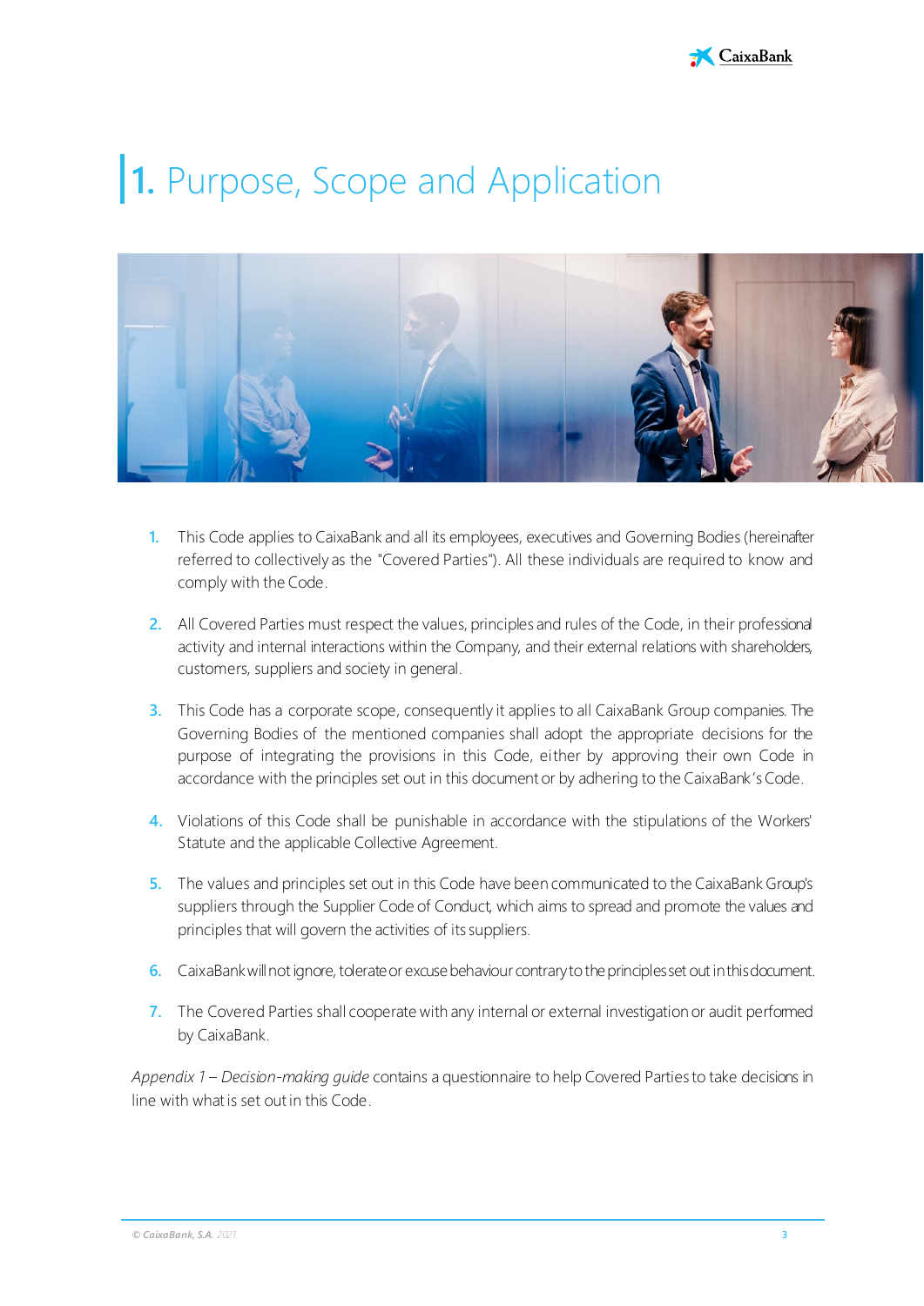# 1. Purpose, Scope and Application

1. This Code applies to CaixaBank and all its employees, executives and Governing Bodies (hereinafter referred to collectively as the "Covered Parties"). All these individuals are required to know and comply with the Code.

2. All Covered Parties must respect the values, principles and rules of the Code, in their professional activity and internal interactions within the Company, and their external relations with shareholders, customers, suppliers and society in general.

3. This Code has a corporate scope, consequently it applies to all CaixaBank Group companies. The Governing Bodies of the mentioned companies shall adopt the appropriate decisions for the purpose of integrating the provisions in this Code, either by approving their own Code in accordance with the principles set out in this document or by adhering to the CaixaBank's Code.

4. Violations of this Code shall be punishable in accordance with the stipulations of the Workers' Statute and the applicable Collective Agreement.

5. The values and principles set out in this Code have been communicated to the CaixaBank Group's suppliers through the Supplier Code of Conduct, which aims to spread and promote the values and principles that will govern the activities of its suppliers.

6. CaixaBank will not ignore, tolerate or excuse behaviour contrary to the principles set out in this document.

7. The Covered Parties shall cooperate with any internal or external investigation or audit performed by CaixaBank.

*Appendix 1 – Decision-making guide* contains a questionnaire to help Covered Parties to take decisions in line with what is set out in this Code.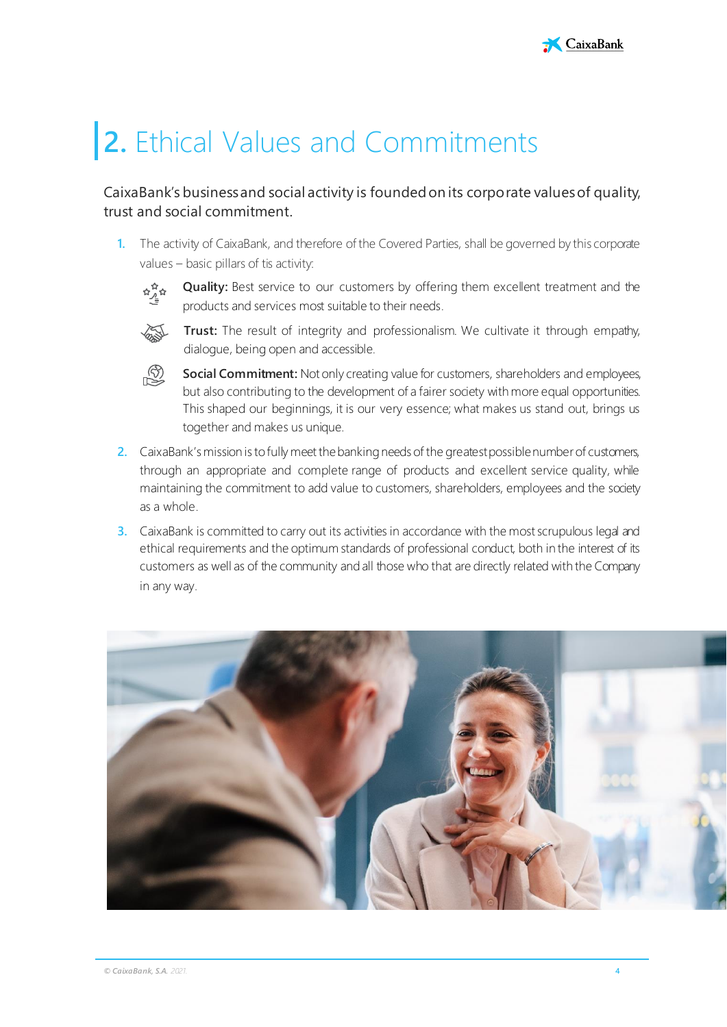# 2. Ethical Values and Commitments

CaixaBank's business and social activity is founded on its corporate values of quality, trust and social commitment.

1. The activity of CaixaBank, and therefore of the Covered Parties, shall be governed by this corporate values – basic pillars of tis activity:

   **Quality:** Best service to our customers by offering them excellent treatment and the products and services most suitable to their needs.

   **Trust:** The result of integrity and professionalism. We cultivate it through empathy, dialogue, being open and accessible.

   **Social Commitment:** Not only creating value for customers, shareholders and employees, but also contributing to the development of a fairer society with more equal opportunities. This shaped our beginnings, it is our very essence; what makes us stand out, brings us together and makes us unique.

2. CaixaBank's mission is to fully meet the banking needs of the greatest possible number of customers, through an appropriate and complete range of products and excellent service quality, while maintaining the commitment to add value to customers, shareholders, employees and the society as a whole.

3. CaixaBank is committed to carry out its activities in accordance with the most scrupulous legal and ethical requirements and the optimum standards of professional conduct, both in the interest of its customers as well as of the community and all those who that are directly related with the Company in any way.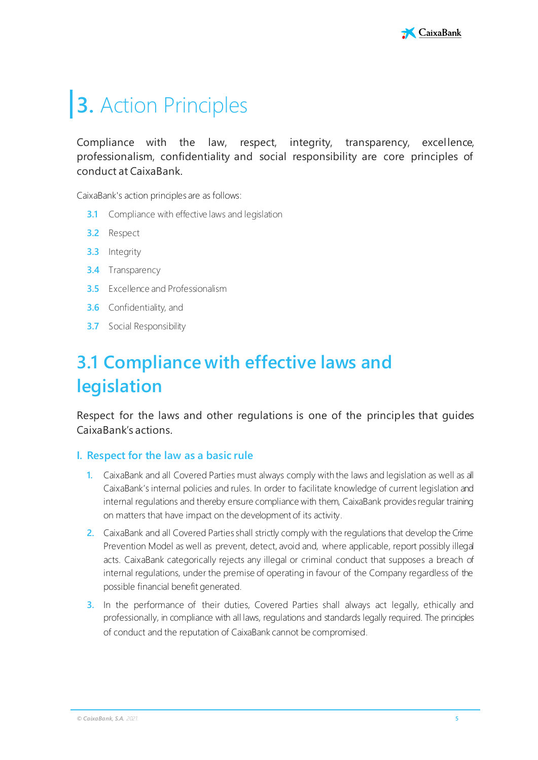# 3. Action Principles

Compliance with the law, respect, integrity, transparency, excellence, professionalism, confidentiality and social responsibility are core principles of conduct at CaixaBank.

CaixaBank's action principles are as follows:

- **3.1** Compliance with effective laws and legislation
- **3.2** Respect
- **3.3** Integrity
- **3.4** Transparency
- **3.5** Excellence and Professionalism
- **3.6** Confidentiality, and
- **3.7** Social Responsibility

## 3.1 Compliance with effective laws and legislation

Respect for the laws and other regulations is one of the principles that guides CaixaBank's actions.

### I. Respect for the law as a basic rule

1. CaixaBank and all Covered Parties must always comply with the laws and legislation as well as all CaixaBank's internal policies and rules. In order to facilitate knowledge of current legislation and internal regulations and thereby ensure compliance with them, CaixaBank provides regular training on matters that have impact on the development of its activity.
2. CaixaBank and all Covered Parties shall strictly comply with the regulations that develop the Crime Prevention Model as well as prevent, detect, avoid and, where applicable, report possibly illegal acts. CaixaBank categorically rejects any illegal or criminal conduct that supposes a breach of internal regulations, under the premise of operating in favour of the Company regardless of the possible financial benefit generated.
3. In the performance of their duties, Covered Parties shall always act legally, ethically and professionally, in compliance with all laws, regulations and standards legally required. The principles of conduct and the reputation of CaixaBank cannot be compromised.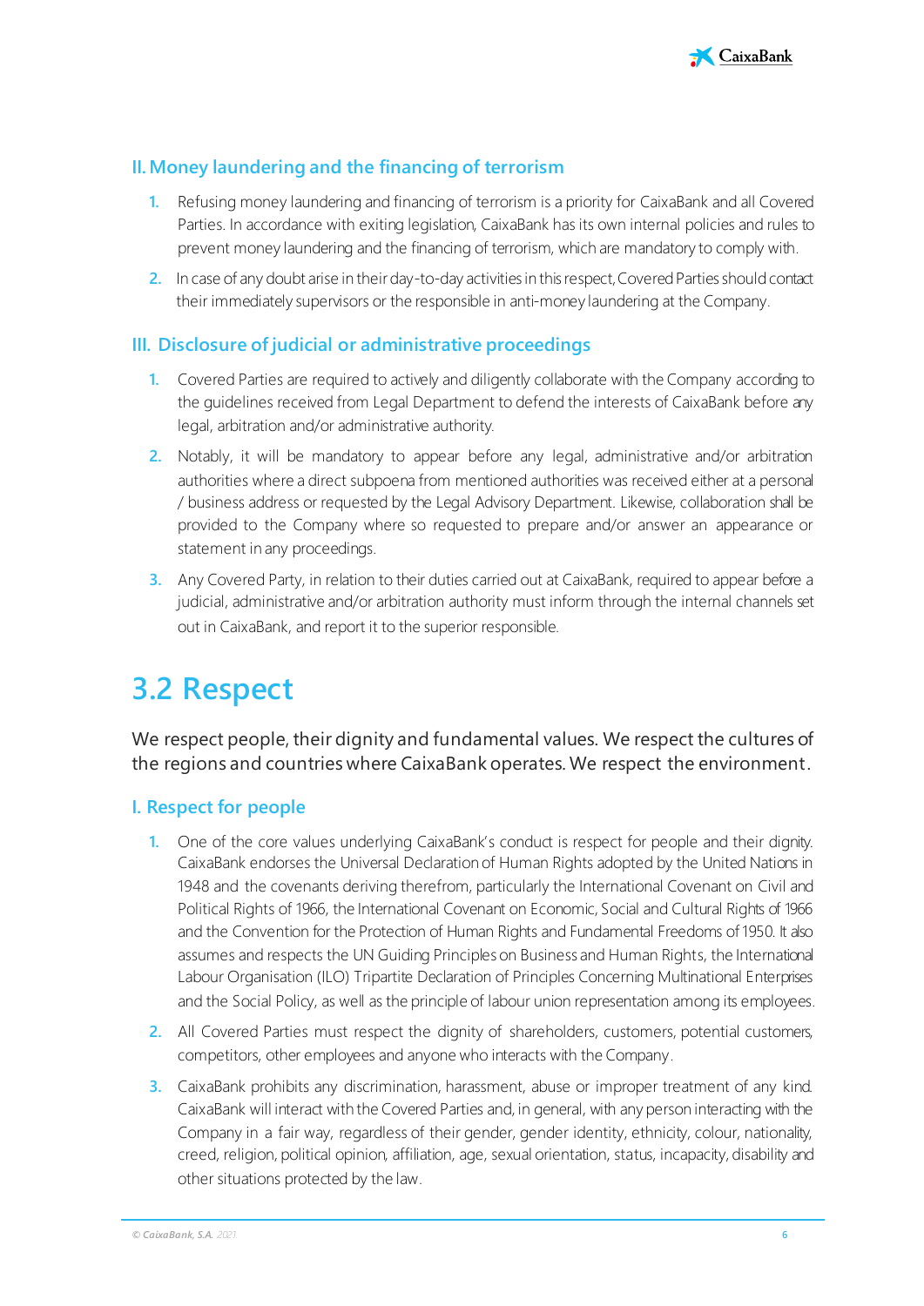### II. Money laundering and the financing of terrorism

1. Refusing money laundering and financing of terrorism is a priority for CaixaBank and all Covered Parties. In accordance with exiting legislation, CaixaBank has its own internal policies and rules to prevent money laundering and the financing of terrorism, which are mandatory to comply with.
2. In case of any doubt arise in their day-to-day activities in this respect, Covered Parties should contact their immediately supervisors or the responsible in anti-money laundering at the Company.

### III. Disclosure of judicial or administrative proceedings

1. Covered Parties are required to actively and diligently collaborate with the Company according to the guidelines received from Legal Department to defend the interests of CaixaBank before any legal, arbitration and/or administrative authority.
2. Notably, it will be mandatory to appear before any legal, administrative and/or arbitration authorities where a direct subpoena from mentioned authorities was received either at a personal / business address or requested by the Legal Advisory Department. Likewise, collaboration shall be provided to the Company where so requested to prepare and/or answer an appearance or statement in any proceedings.
3. Any Covered Party, in relation to their duties carried out at CaixaBank, required to appear before a judicial, administrative and/or arbitration authority must inform through the internal channels set out in CaixaBank, and report it to the superior responsible.

## 3.2 Respect

We respect people, their dignity and fundamental values. We respect the cultures of the regions and countries where CaixaBank operates. We respect the environment.

### I. Respect for people

1. One of the core values underlying CaixaBank's conduct is respect for people and their dignity. CaixaBank endorses the Universal Declaration of Human Rights adopted by the United Nations in 1948 and the covenants deriving therefrom, particularly the International Covenant on Civil and Political Rights of 1966, the International Covenant on Economic, Social and Cultural Rights of 1966 and the Convention for the Protection of Human Rights and Fundamental Freedoms of 1950. It also assumes and respects the UN Guiding Principles on Business and Human Rights, the International Labour Organisation (ILO) Tripartite Declaration of Principles Concerning Multinational Enterprises and the Social Policy, as well as the principle of labour union representation among its employees.
2. All Covered Parties must respect the dignity of shareholders, customers, potential customers, competitors, other employees and anyone who interacts with the Company.
3. CaixaBank prohibits any discrimination, harassment, abuse or improper treatment of any kind. CaixaBank will interact with the Covered Parties and, in general, with any person interacting with the Company in a fair way, regardless of their gender, gender identity, ethnicity, colour, nationality, creed, religion, political opinion, affiliation, age, sexual orientation, status, incapacity, disability and other situations protected by the law.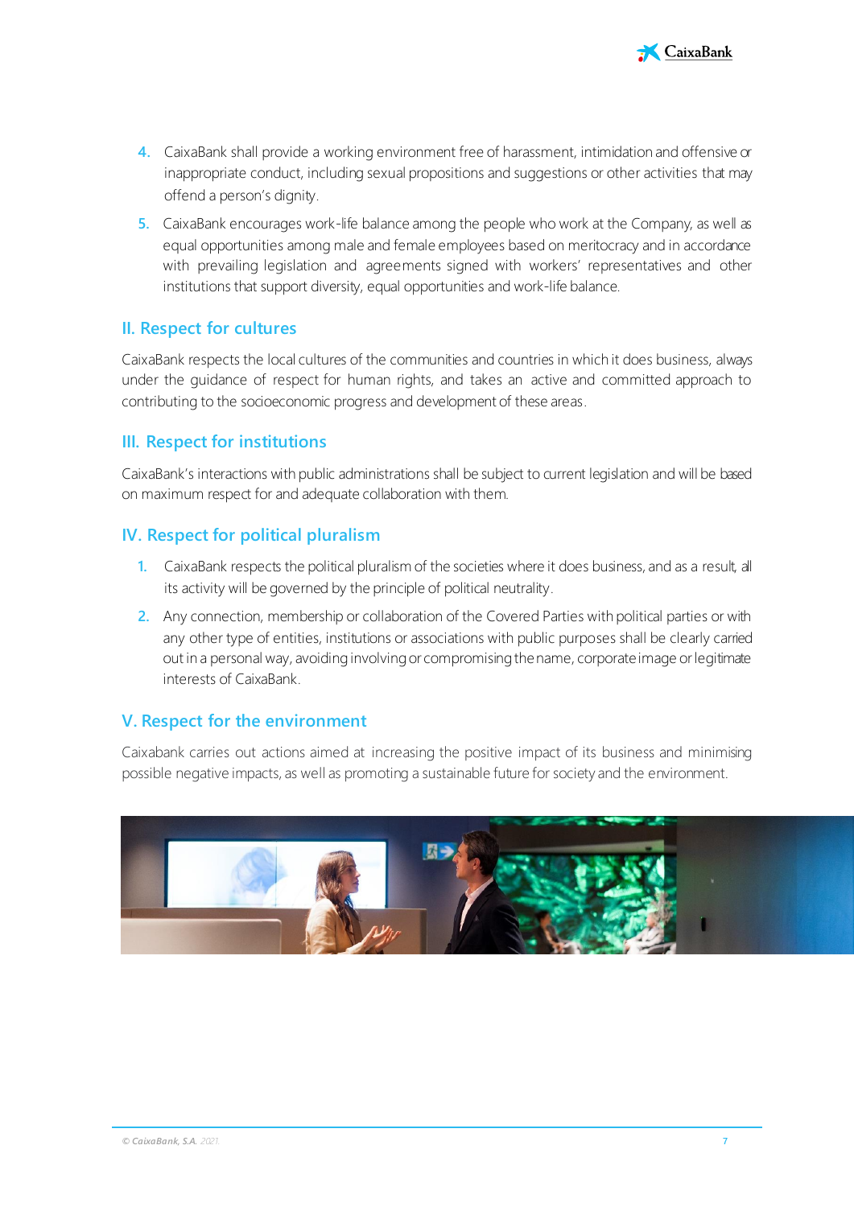4. CaixaBank shall provide a working environment free of harassment, intimidation and offensive or inappropriate conduct, including sexual propositions and suggestions or other activities that may offend a person's dignity.
5. CaixaBank encourages work-life balance among the people who work at the Company, as well as equal opportunities among male and female employees based on meritocracy and in accordance with prevailing legislation and agreements signed with workers' representatives and other institutions that support diversity, equal opportunities and work-life balance.

## II. Respect for cultures

CaixaBank respects the local cultures of the communities and countries in which it does business, always under the guidance of respect for human rights, and takes an active and committed approach to contributing to the socioeconomic progress and development of these areas.

## III. Respect for institutions

CaixaBank's interactions with public administrations shall be subject to current legislation and will be based on maximum respect for and adequate collaboration with them.

## IV. Respect for political pluralism

1. CaixaBank respects the political pluralism of the societies where it does business, and as a result, all its activity will be governed by the principle of political neutrality.
2. Any connection, membership or collaboration of the Covered Parties with political parties or with any other type of entities, institutions or associations with public purposes shall be clearly carried out in a personal way, avoiding involving or compromising the name, corporate image or legitimate interests of CaixaBank.

## V. Respect for the environment

Caixabank carries out actions aimed at increasing the positive impact of its business and minimising possible negative impacts, as well as promoting a sustainable future for society and the environment.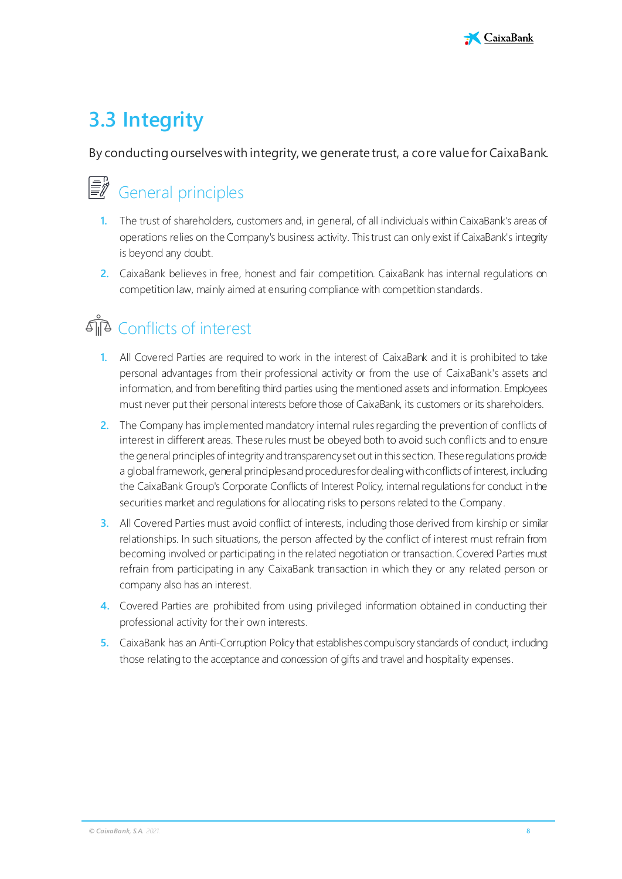## 3.3 Integrity

By conducting ourselves with integrity, we generate trust, a core value for CaixaBank.

### General principles

1. The trust of shareholders, customers and, in general, of all individuals within CaixaBank's areas of operations relies on the Company's business activity. This trust can only exist if CaixaBank's integrity is beyond any doubt.
2. CaixaBank believes in free, honest and fair competition. CaixaBank has internal regulations on competition law, mainly aimed at ensuring compliance with competition standards.

### Conflicts of interest

1. All Covered Parties are required to work in the interest of CaixaBank and it is prohibited to take personal advantages from their professional activity or from the use of CaixaBank's assets and information, and from benefiting third parties using the mentioned assets and information. Employees must never put their personal interests before those of CaixaBank, its customers or its shareholders.
2. The Company has implemented mandatory internal rules regarding the prevention of conflicts of interest in different areas. These rules must be obeyed both to avoid such conflicts and to ensure the general principles of integrity and transparency set out in this section. These regulations provide a global framework, general principles and procedures for dealing with conflicts of interest, including the CaixaBank Group's Corporate Conflicts of Interest Policy, internal regulations for conduct in the securities market and regulations for allocating risks to persons related to the Company.
3. All Covered Parties must avoid conflict of interests, including those derived from kinship or similar relationships. In such situations, the person affected by the conflict of interest must refrain from becoming involved or participating in the related negotiation or transaction. Covered Parties must refrain from participating in any CaixaBank transaction in which they or any related person or company also has an interest.
4. Covered Parties are prohibited from using privileged information obtained in conducting their professional activity for their own interests.
5. CaixaBank has an Anti-Corruption Policy that establishes compulsory standards of conduct, including those relating to the acceptance and concession of gifts and travel and hospitality expenses.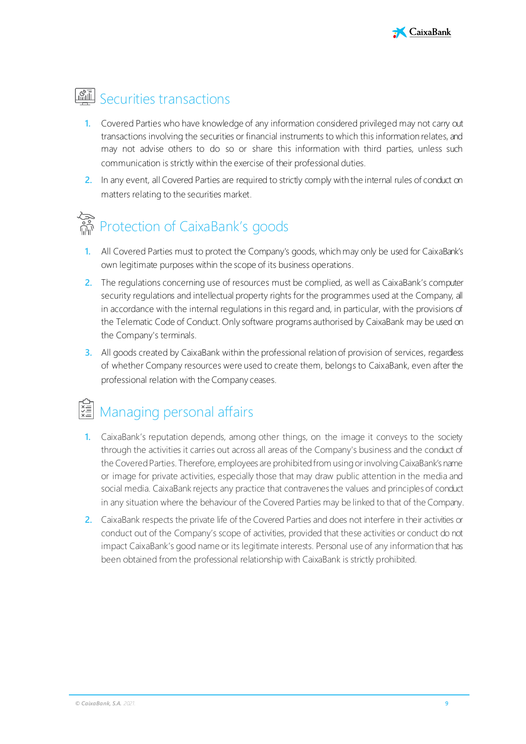## Securities transactions

1. Covered Parties who have knowledge of any information considered privileged may not carry out transactions involving the securities or financial instruments to which this information relates, and may not advise others to do so or share this information with third parties, unless such communication is strictly within the exercise of their professional duties.
2. In any event, all Covered Parties are required to strictly comply with the internal rules of conduct on matters relating to the securities market.

## Protection of CaixaBank's goods

1. All Covered Parties must to protect the Company's goods, which may only be used for CaixaBank's own legitimate purposes within the scope of its business operations.
2. The regulations concerning use of resources must be complied, as well as CaixaBank's computer security regulations and intellectual property rights for the programmes used at the Company, all in accordance with the internal regulations in this regard and, in particular, with the provisions of the Telematic Code of Conduct. Only software programs authorised by CaixaBank may be used on the Company's terminals.
3. All goods created by CaixaBank within the professional relation of provision of services, regardless of whether Company resources were used to create them, belongs to CaixaBank, even after the professional relation with the Company ceases.

## Managing personal affairs

1. CaixaBank's reputation depends, among other things, on the image it conveys to the society through the activities it carries out across all areas of the Company's business and the conduct of the Covered Parties. Therefore, employees are prohibited from using or involving CaixaBank's name or image for private activities, especially those that may draw public attention in the media and social media. CaixaBank rejects any practice that contravenes the values and principles of conduct in any situation where the behaviour of the Covered Parties may be linked to that of the Company.
2. CaixaBank respects the private life of the Covered Parties and does not interfere in their activities or conduct out of the Company's scope of activities, provided that these activities or conduct do not impact CaixaBank's good name or its legitimate interests. Personal use of any information that has been obtained from the professional relationship with CaixaBank is strictly prohibited.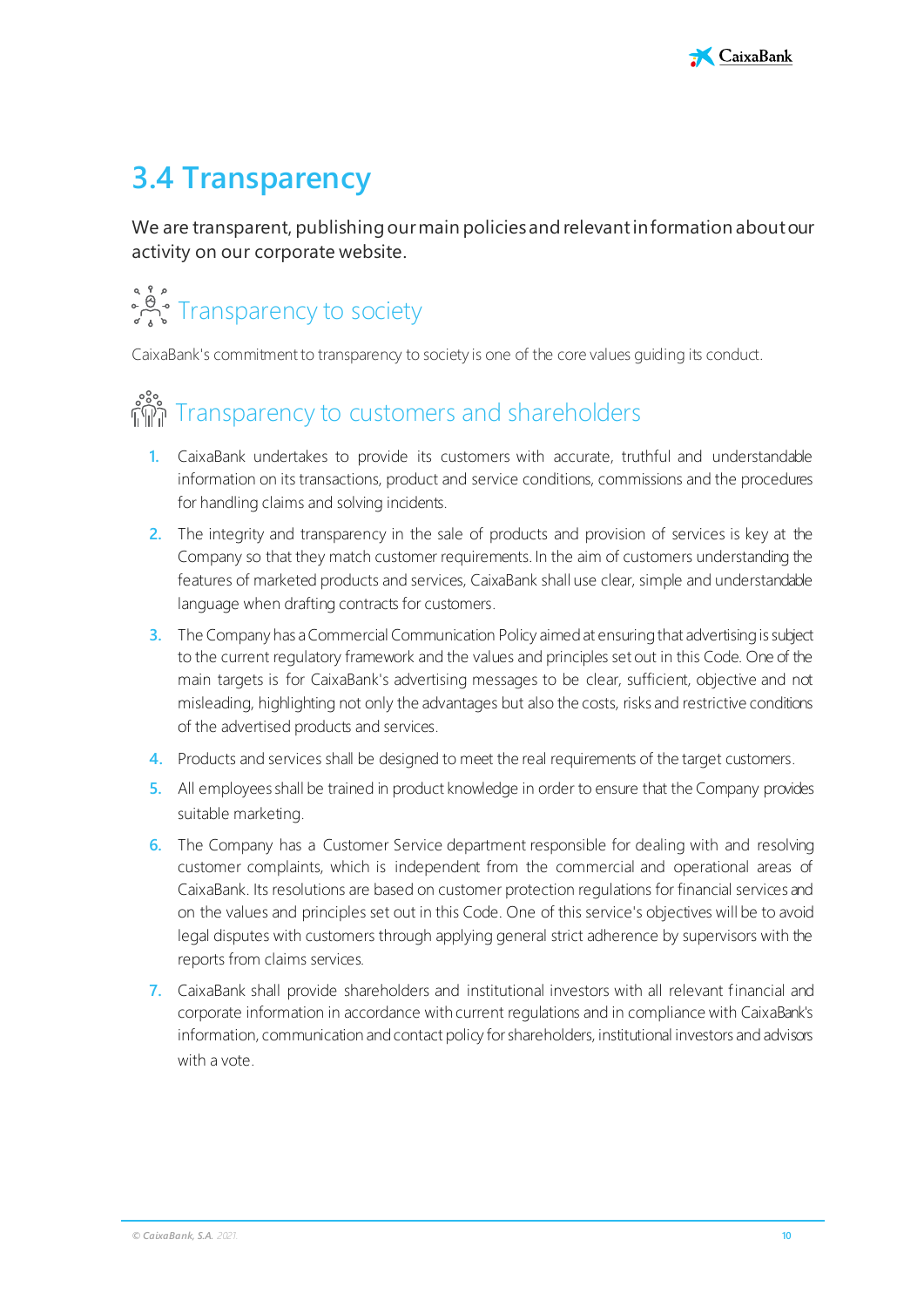## 3.4 Transparency

We are transparent, publishing our main policies and relevant information about our activity on our corporate website.

### Transparency to society

CaixaBank's commitment to transparency to society is one of the core values guiding its conduct.

### Transparency to customers and shareholders

1. CaixaBank undertakes to provide its customers with accurate, truthful and understandable information on its transactions, product and service conditions, commissions and the procedures for handling claims and solving incidents.
2. The integrity and transparency in the sale of products and provision of services is key at the Company so that they match customer requirements. In the aim of customers understanding the features of marketed products and services, CaixaBank shall use clear, simple and understandable language when drafting contracts for customers.
3. The Company has a Commercial Communication Policy aimed at ensuring that advertising is subject to the current regulatory framework and the values and principles set out in this Code. One of the main targets is for CaixaBank's advertising messages to be clear, sufficient, objective and not misleading, highlighting not only the advantages but also the costs, risks and restrictive conditions of the advertised products and services.
4. Products and services shall be designed to meet the real requirements of the target customers.
5. All employees shall be trained in product knowledge in order to ensure that the Company provides suitable marketing.
6. The Company has a Customer Service department responsible for dealing with and resolving customer complaints, which is independent from the commercial and operational areas of CaixaBank. Its resolutions are based on customer protection regulations for financial services and on the values and principles set out in this Code. One of this service's objectives will be to avoid legal disputes with customers through applying general strict adherence by supervisors with the reports from claims services.
7. CaixaBank shall provide shareholders and institutional investors with all relevant financial and corporate information in accordance with current regulations and in compliance with CaixaBank's information, communication and contact policy for shareholders, institutional investors and advisors with a vote.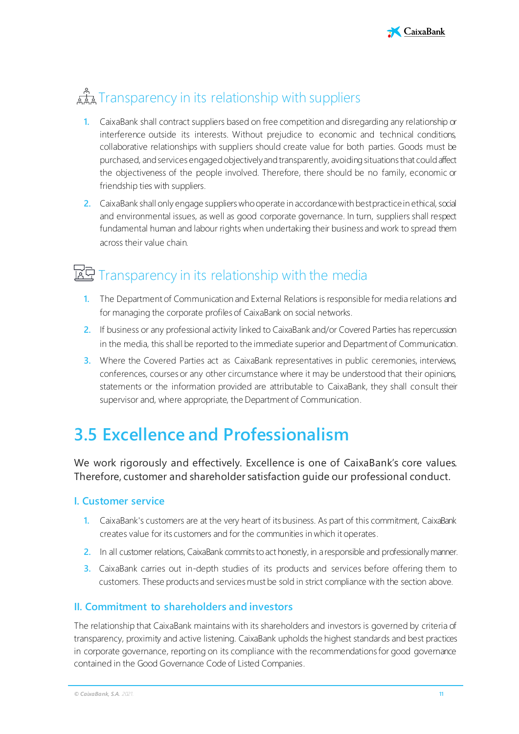## Transparency in its relationship with suppliers

1. CaixaBank shall contract suppliers based on free competition and disregarding any relationship or interference outside its interests. Without prejudice to economic and technical conditions, collaborative relationships with suppliers should create value for both parties. Goods must be purchased, and services engaged objectively and transparently, avoiding situations that could affect the objectiveness of the people involved. Therefore, there should be no family, economic or friendship ties with suppliers.
2. CaixaBank shall only engage suppliers who operate in accordance with best practice in ethical, social and environmental issues, as well as good corporate governance. In turn, suppliers shall respect fundamental human and labour rights when undertaking their business and work to spread them across their value chain.

## Transparency in its relationship with the media

1. The Department of Communication and External Relations is responsible for media relations and for managing the corporate profiles of CaixaBank on social networks.
2. If business or any professional activity linked to CaixaBank and/or Covered Parties has repercussion in the media, this shall be reported to the immediate superior and Department of Communication.
3. Where the Covered Parties act as CaixaBank representatives in public ceremonies, interviews, conferences, courses or any other circumstance where it may be understood that their opinions, statements or the information provided are attributable to CaixaBank, they shall consult their supervisor and, where appropriate, the Department of Communication.

# 3.5 Excellence and Professionalism

We work rigorously and effectively. Excellence is one of CaixaBank's core values. Therefore, customer and shareholder satisfaction guide our professional conduct.

### I. Customer service

1. CaixaBank's customers are at the very heart of its business. As part of this commitment, CaixaBank creates value for its customers and for the communities in which it operates.
2. In all customer relations, CaixaBank commits to act honestly, in a responsible and professionally manner.
3. CaixaBank carries out in-depth studies of its products and services before offering them to customers. These products and services must be sold in strict compliance with the section above.

### II. Commitment to shareholders and investors

The relationship that CaixaBank maintains with its shareholders and investors is governed by criteria of transparency, proximity and active listening. CaixaBank upholds the highest standards and best practices in corporate governance, reporting on its compliance with the recommendations for good governance contained in the Good Governance Code of Listed Companies.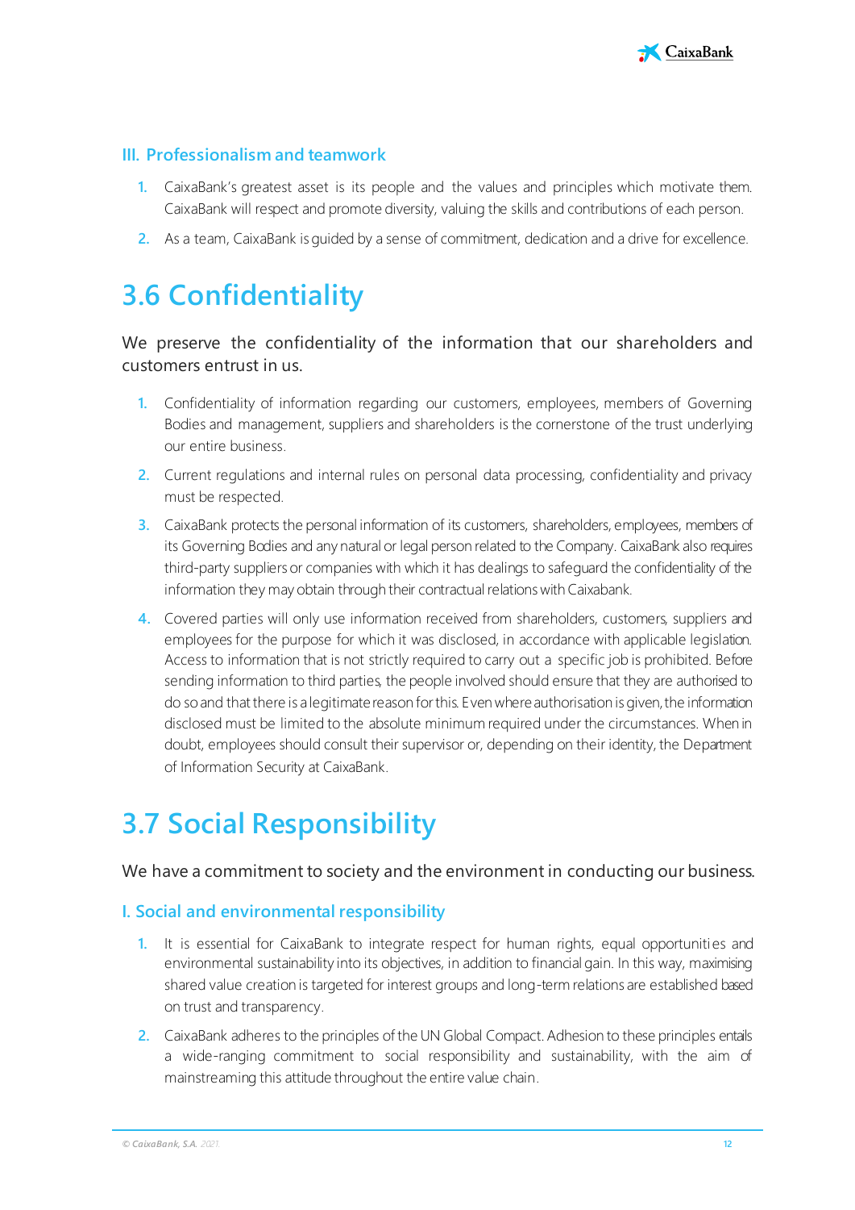### III. Professionalism and teamwork

1. CaixaBank's greatest asset is its people and the values and principles which motivate them. CaixaBank will respect and promote diversity, valuing the skills and contributions of each person.
2. As a team, CaixaBank is guided by a sense of commitment, dedication and a drive for excellence.

## 3.6 Confidentiality

We preserve the confidentiality of the information that our shareholders and customers entrust in us.

1. Confidentiality of information regarding our customers, employees, members of Governing Bodies and management, suppliers and shareholders is the cornerstone of the trust underlying our entire business.
2. Current regulations and internal rules on personal data processing, confidentiality and privacy must be respected.
3. CaixaBank protects the personal information of its customers, shareholders, employees, members of its Governing Bodies and any natural or legal person related to the Company. CaixaBank also requires third-party suppliers or companies with which it has dealings to safeguard the confidentiality of the information they may obtain through their contractual relations with Caixabank.
4. Covered parties will only use information received from shareholders, customers, suppliers and employees for the purpose for which it was disclosed, in accordance with applicable legislation. Access to information that is not strictly required to carry out a specific job is prohibited. Before sending information to third parties, the people involved should ensure that they are authorised to do so and that there is a legitimate reason for this. Even where authorisation is given, the information disclosed must be limited to the absolute minimum required under the circumstances. When in doubt, employees should consult their supervisor or, depending on their identity, the Department of Information Security at CaixaBank.

## 3.7 Social Responsibility

We have a commitment to society and the environment in conducting our business.

### I. Social and environmental responsibility

1. It is essential for CaixaBank to integrate respect for human rights, equal opportunities and environmental sustainability into its objectives, in addition to financial gain. In this way, maximising shared value creation is targeted for interest groups and long-term relations are established based on trust and transparency.
2. CaixaBank adheres to the principles of the UN Global Compact. Adhesion to these principles entails a wide-ranging commitment to social responsibility and sustainability, with the aim of mainstreaming this attitude throughout the entire value chain.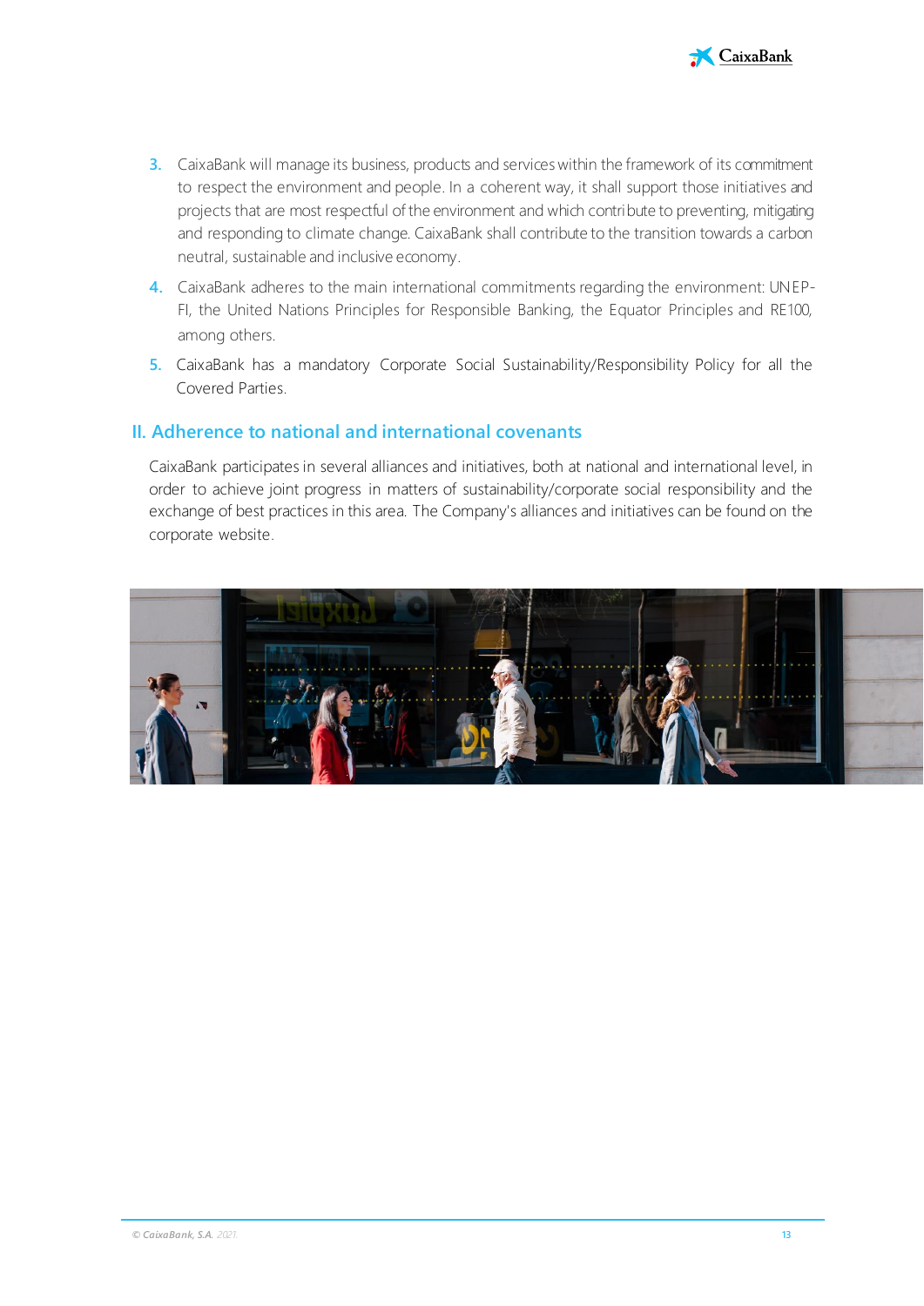3. CaixaBank will manage its business, products and services within the framework of its commitment to respect the environment and people. In a coherent way, it shall support those initiatives and projects that are most respectful of the environment and which contribute to preventing, mitigating and responding to climate change. CaixaBank shall contribute to the transition towards a carbon neutral, sustainable and inclusive economy.
4. CaixaBank adheres to the main international commitments regarding the environment: UNEP-FI, the United Nations Principles for Responsible Banking, the Equator Principles and RE100, among others.
5. CaixaBank has a mandatory Corporate Social Sustainability/Responsibility Policy for all the Covered Parties.

## II. Adherence to national and international covenants

CaixaBank participates in several alliances and initiatives, both at national and international level, in order to achieve joint progress in matters of sustainability/corporate social responsibility and the exchange of best practices in this area. The Company's alliances and initiatives can be found on the corporate website.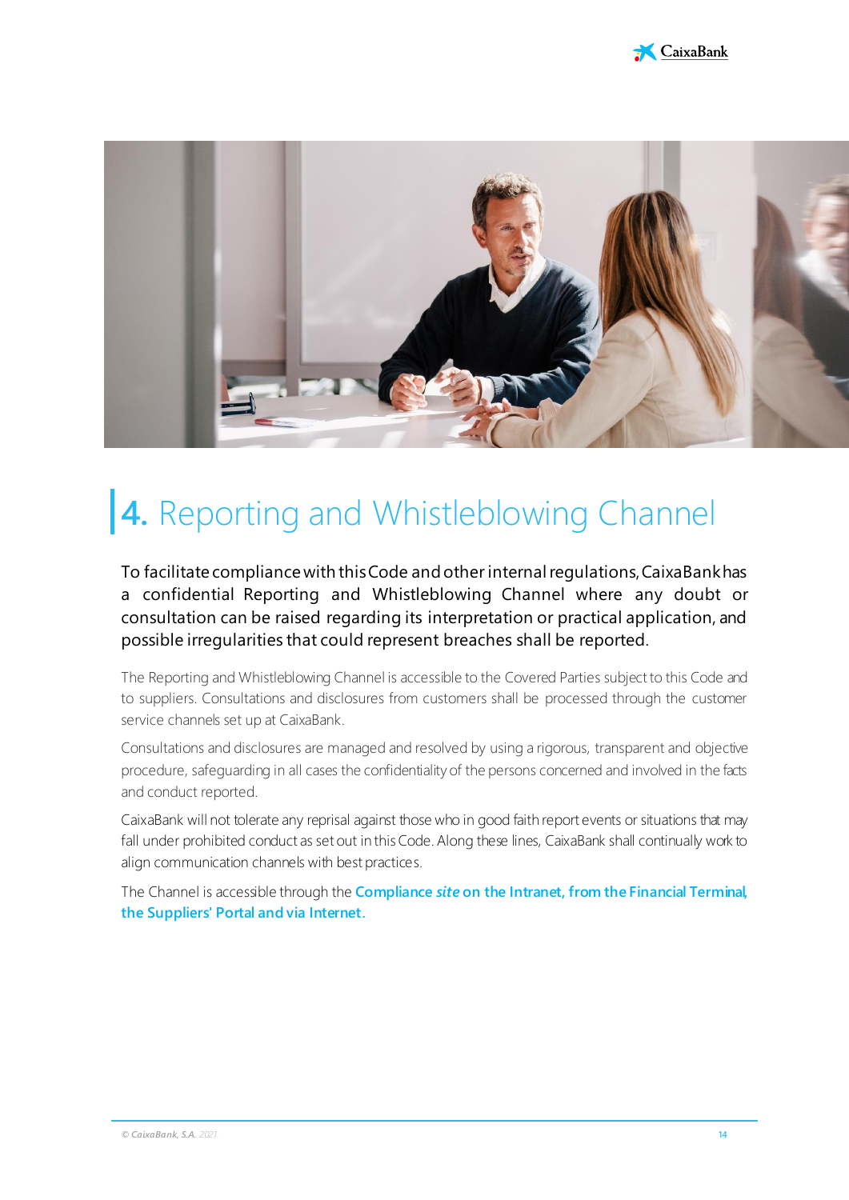# 4. Reporting and Whistleblowing Channel

To facilitate compliance with this Code and other internal regulations, CaixaBank has a confidential Reporting and Whistleblowing Channel where any doubt or consultation can be raised regarding its interpretation or practical application, and possible irregularities that could represent breaches shall be reported.

The Reporting and Whistleblowing Channel is accessible to the Covered Parties subject to this Code and to suppliers. Consultations and disclosures from customers shall be processed through the customer service channels set up at CaixaBank.

Consultations and disclosures are managed and resolved by using a rigorous, transparent and objective procedure, safeguarding in all cases the confidentiality of the persons concerned and involved in the facts and conduct reported.

CaixaBank will not tolerate any reprisal against those who in good faith report events or situations that may fall under prohibited conduct as set out in this Code. Along these lines, CaixaBank shall continually work to align communication channels with best practices.

The Channel is accessible through the **Compliance *site* on the Intranet, from the Financial Terminal, the Suppliers' Portal and via Internet.**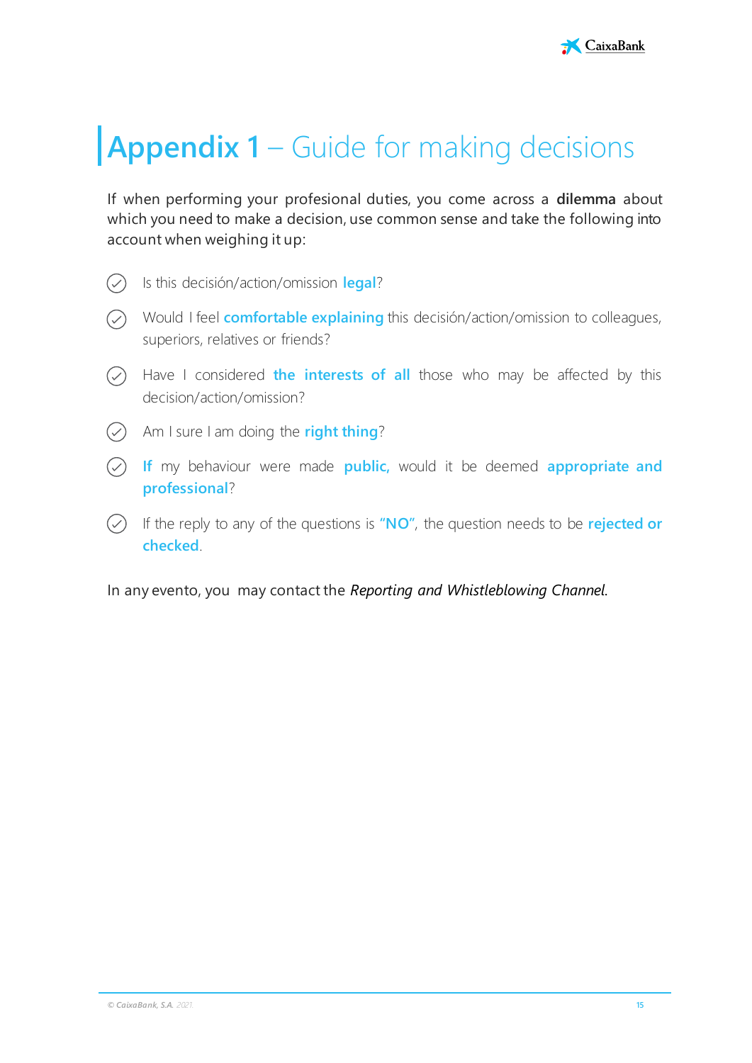# **Appendix 1** – Guide for making decisions

If when performing your profesional duties, you come across a **dilemma** about which you need to make a decision, use common sense and take the following into account when weighing it up:

- Is this decisión/action/omission **legal**?
- Would I feel **comfortable explaining** this decisión/action/omission to colleagues, superiors, relatives or friends?
- Have I considered **the interests of all** those who may be affected by this decision/action/omission?
- Am I sure I am doing the **right thing**?
- **If** my behaviour were made **public,** would it be deemed **appropriate and professional**?
- If the reply to any of the questions is **"NO"**, the question needs to be **rejected or checked**.

In any evento, you may contact the *Reporting and Whistleblowing Channel*.